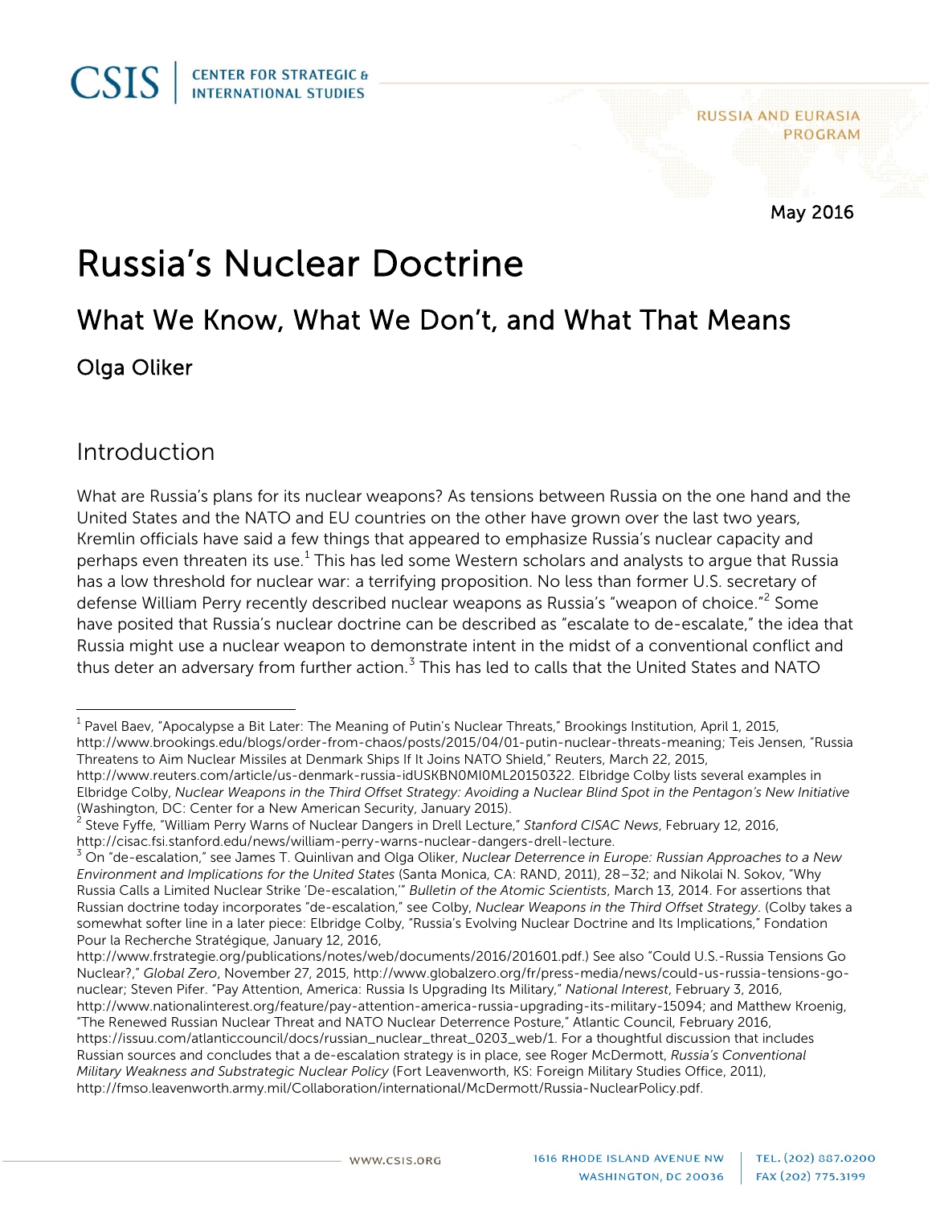CSIS | CENTER FOR STRATEGIC & INTERNATIONAL STUDIES

RUSSIA AND EURASIA PROGRAM

May 2016

# Russia's Nuclear Doctrine

## What We Know, What We Don't, and What That Means

### Olga Oliker

## Introduction

What are Russia's plans for its nuclear weapons? As tensions between Russia on the one hand and the United States and the NATO and EU countries on the other have grown over the last two years, Kremlin officials have said a few things that appeared to emphasize Russia's nuclear capacity and perhaps even threaten its use.[1] This has led some Western scholars and analysts to argue that Russia has a low threshold for nuclear war: a terrifying proposition. No less than former U.S. secretary of defense William Perry recently described nuclear weapons as Russia's "weapon of choice."[2] Some have posited that Russia's nuclear doctrine can be described as "escalate to de-escalate," the idea that Russia might use a nuclear weapon to demonstrate intent in the midst of a conventional conflict and thus deter an adversary from further action.[3] This has led to calls that the United States and NATO

---

[1] Pavel Baev, "Apocalypse a Bit Later: The Meaning of Putin's Nuclear Threats," Brookings Institution, April 1, 2015, http://www.brookings.edu/blogs/order-from-chaos/posts/2015/04/01-putin-nuclear-threats-meaning; Teis Jensen, "Russia Threatens to Aim Nuclear Missiles at Denmark Ships If It Joins NATO Shield," Reuters, March 22, 2015, http://www.reuters.com/article/us-denmark-russia-idUSKBN0MI0ML20150322. Elbridge Colby lists several examples in Elbridge Colby, *Nuclear Weapons in the Third Offset Strategy: Avoiding a Nuclear Blind Spot in the Pentagon's New Initiative* (Washington, DC: Center for a New American Security, January 2015).

[2] Steve Fyffe, "William Perry Warns of Nuclear Dangers in Drell Lecture," *Stanford CISAC News*, February 12, 2016, http://cisac.fsi.stanford.edu/news/william-perry-warns-nuclear-dangers-drell-lecture.

[3] On "de-escalation," see James T. Quinlivan and Olga Oliker, *Nuclear Deterrence in Europe: Russian Approaches to a New Environment and Implications for the United States* (Santa Monica, CA: RAND, 2011), 28–32; and Nikolai N. Sokov, "Why Russia Calls a Limited Nuclear Strike 'De-escalation,'" *Bulletin of the Atomic Scientists*, March 13, 2014. For assertions that Russian doctrine today incorporates "de-escalation," see Colby, *Nuclear Weapons in the Third Offset Strategy*. (Colby takes a somewhat softer line in a later piece: Elbridge Colby, "Russia's Evolving Nuclear Doctrine and Its Implications," Fondation Pour la Recherche Stratégique, January 12, 2016, http://www.frstrategie.org/publications/notes/web/documents/2016/201601.pdf.) See also "Could U.S.-Russia Tensions Go Nuclear?," *Global Zero*, November 27, 2015, http://www.globalzero.org/fr/press-media/news/could-us-russia-tensions-go-nuclear; Steven Pifer. "Pay Attention, America: Russia Is Upgrading Its Military," *National Interest*, February 3, 2016, http://www.nationalinterest.org/feature/pay-attention-america-russia-upgrading-its-military-15094; and Matthew Kroenig, "The Renewed Russian Nuclear Threat and NATO Nuclear Deterrence Posture," Atlantic Council, February 2016, https://issuu.com/atlanticcouncil/docs/russian_nuclear_threat_0203_web/1. For a thoughtful discussion that includes Russian sources and concludes that a de-escalation strategy is in place, see Roger McDermott, *Russia's Conventional Military Weakness and Substrategic Nuclear Policy* (Fort Leavenworth, KS: Foreign Military Studies Office, 2011), http://fmso.leavenworth.army.mil/Collaboration/international/McDermott/Russia-NuclearPolicy.pdf.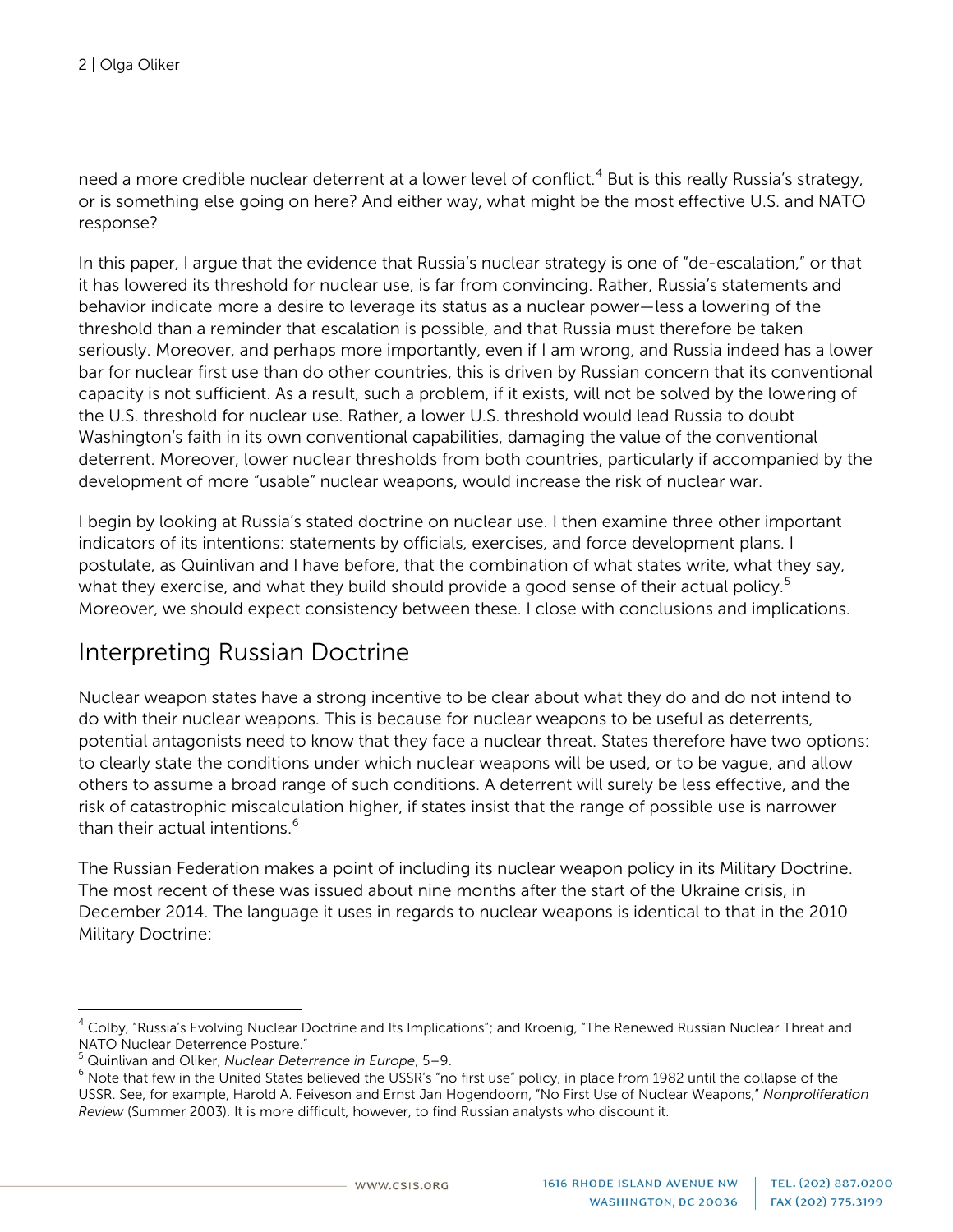need a more credible nuclear deterrent at a lower level of conflict.[4] But is this really Russia's strategy, or is something else going on here? And either way, what might be the most effective U.S. and NATO response?

In this paper, I argue that the evidence that Russia's nuclear strategy is one of "de-escalation," or that it has lowered its threshold for nuclear use, is far from convincing. Rather, Russia's statements and behavior indicate more a desire to leverage its status as a nuclear power—less a lowering of the threshold than a reminder that escalation is possible, and that Russia must therefore be taken seriously. Moreover, and perhaps more importantly, even if I am wrong, and Russia indeed has a lower bar for nuclear first use than do other countries, this is driven by Russian concern that its conventional capacity is not sufficient. As a result, such a problem, if it exists, will not be solved by the lowering of the U.S. threshold for nuclear use. Rather, a lower U.S. threshold would lead Russia to doubt Washington's faith in its own conventional capabilities, damaging the value of the conventional deterrent. Moreover, lower nuclear thresholds from both countries, particularly if accompanied by the development of more "usable" nuclear weapons, would increase the risk of nuclear war.

I begin by looking at Russia's stated doctrine on nuclear use. I then examine three other important indicators of its intentions: statements by officials, exercises, and force development plans. I postulate, as Quinlivan and I have before, that the combination of what states write, what they say, what they exercise, and what they build should provide a good sense of their actual policy.[5] Moreover, we should expect consistency between these. I close with conclusions and implications.

## Interpreting Russian Doctrine

Nuclear weapon states have a strong incentive to be clear about what they do and do not intend to do with their nuclear weapons. This is because for nuclear weapons to be useful as deterrents, potential antagonists need to know that they face a nuclear threat. States therefore have two options: to clearly state the conditions under which nuclear weapons will be used, or to be vague, and allow others to assume a broad range of such conditions. A deterrent will surely be less effective, and the risk of catastrophic miscalculation higher, if states insist that the range of possible use is narrower than their actual intentions.[6]

The Russian Federation makes a point of including its nuclear weapon policy in its Military Doctrine. The most recent of these was issued about nine months after the start of the Ukraine crisis, in December 2014. The language it uses in regards to nuclear weapons is identical to that in the 2010 Military Doctrine:

---

[4] Colby, "Russia's Evolving Nuclear Doctrine and Its Implications"; and Kroenig, "The Renewed Russian Nuclear Threat and NATO Nuclear Deterrence Posture."

[5] Quinlivan and Oliker, *Nuclear Deterrence in Europe*, 5–9.

[6] Note that few in the United States believed the USSR's "no first use" policy, in place from 1982 until the collapse of the USSR. See, for example, Harold A. Feiveson and Ernst Jan Hogendoorn, "No First Use of Nuclear Weapons," *Nonproliferation Review* (Summer 2003). It is more difficult, however, to find Russian analysts who discount it.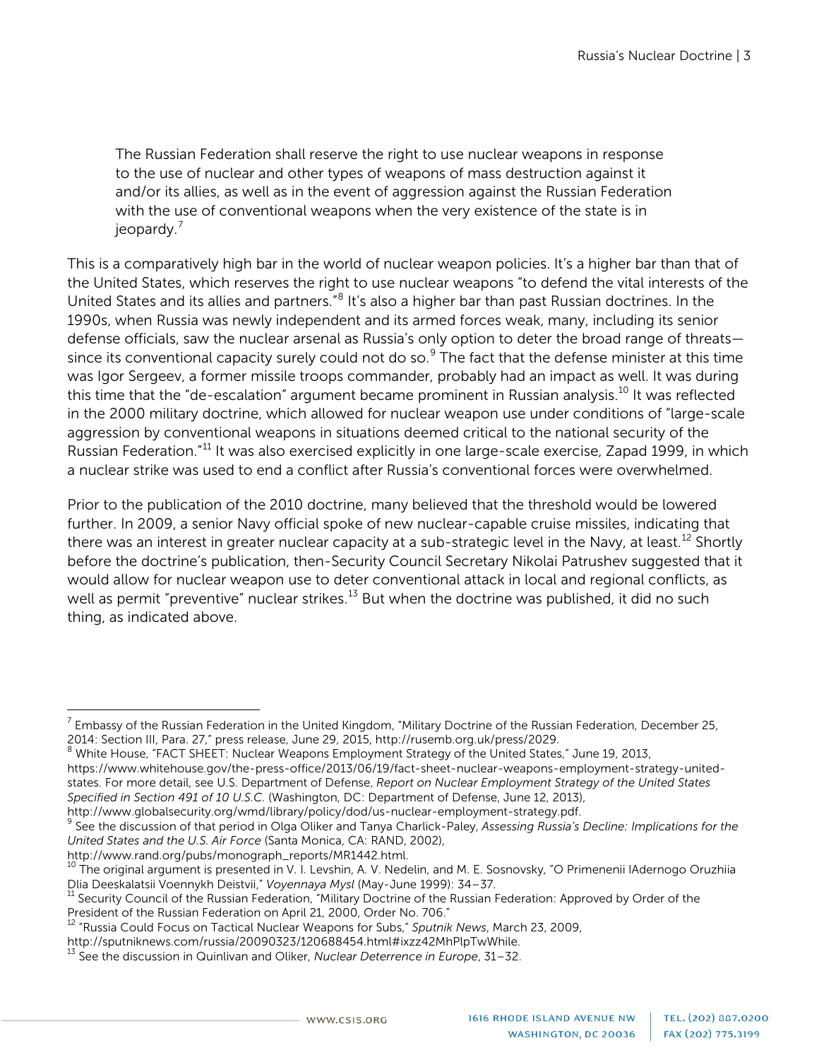> The Russian Federation shall reserve the right to use nuclear weapons in response to the use of nuclear and other types of weapons of mass destruction against it and/or its allies, as well as in the event of aggression against the Russian Federation with the use of conventional weapons when the very existence of the state is in jeopardy.[7]

This is a comparatively high bar in the world of nuclear weapon policies. It's a higher bar than that of the United States, which reserves the right to use nuclear weapons "to defend the vital interests of the United States and its allies and partners."[8] It's also a higher bar than past Russian doctrines. In the 1990s, when Russia was newly independent and its armed forces weak, many, including its senior defense officials, saw the nuclear arsenal as Russia's only option to deter the broad range of threats—since its conventional capacity surely could not do so.[9] The fact that the defense minister at this time was Igor Sergeev, a former missile troops commander, probably had an impact as well. It was during this time that the "de-escalation" argument became prominent in Russian analysis.[10] It was reflected in the 2000 military doctrine, which allowed for nuclear weapon use under conditions of "large-scale aggression by conventional weapons in situations deemed critical to the national security of the Russian Federation."[11] It was also exercised explicitly in one large-scale exercise, Zapad 1999, in which a nuclear strike was used to end a conflict after Russia's conventional forces were overwhelmed.

Prior to the publication of the 2010 doctrine, many believed that the threshold would be lowered further. In 2009, a senior Navy official spoke of new nuclear-capable cruise missiles, indicating that there was an interest in greater nuclear capacity at a sub-strategic level in the Navy, at least.[12] Shortly before the doctrine's publication, then-Security Council Secretary Nikolai Patrushev suggested that it would allow for nuclear weapon use to deter conventional attack in local and regional conflicts, as well as permit "preventive" nuclear strikes.[13] But when the doctrine was published, it did no such thing, as indicated above.

---

[7] Embassy of the Russian Federation in the United Kingdom, "Military Doctrine of the Russian Federation, December 25, 2014: Section III, Para. 27," press release, June 29, 2015, http://rusemb.org.uk/press/2029.

[8] White House, "FACT SHEET: Nuclear Weapons Employment Strategy of the United States," June 19, 2013, https://www.whitehouse.gov/the-press-office/2013/06/19/fact-sheet-nuclear-weapons-employment-strategy-united-states. For more detail, see U.S. Department of Defense, *Report on Nuclear Employment Strategy of the United States Specified in Section 491 of 10 U.S.C.* (Washington, DC: Department of Defense, June 12, 2013), http://www.globalsecurity.org/wmd/library/policy/dod/us-nuclear-employment-strategy.pdf.

[9] See the discussion of that period in Olga Oliker and Tanya Charlick-Paley, *Assessing Russia's Decline: Implications for the United States and the U.S. Air Force* (Santa Monica, CA: RAND, 2002), http://www.rand.org/pubs/monograph_reports/MR1442.html.

[10] The original argument is presented in V. I. Levshin, A. V. Nedelin, and M. E. Sosnovsky, "O Primenenii IAdernogo Oruzhiia Dlia Deeskalatsii Voennykh Deistvii," *Voyennaya Mysl* (May-June 1999): 34–37.

[11] Security Council of the Russian Federation, "Military Doctrine of the Russian Federation: Approved by Order of the President of the Russian Federation on April 21, 2000, Order No. 706."

[12] "Russia Could Focus on Tactical Nuclear Weapons for Subs," *Sputnik News*, March 23, 2009, http://sputniknews.com/russia/20090323/120688454.html#ixzz42MhPlpTwWhile.

[13] See the discussion in Quinlivan and Oliker, *Nuclear Deterrence in Europe*, 31–32.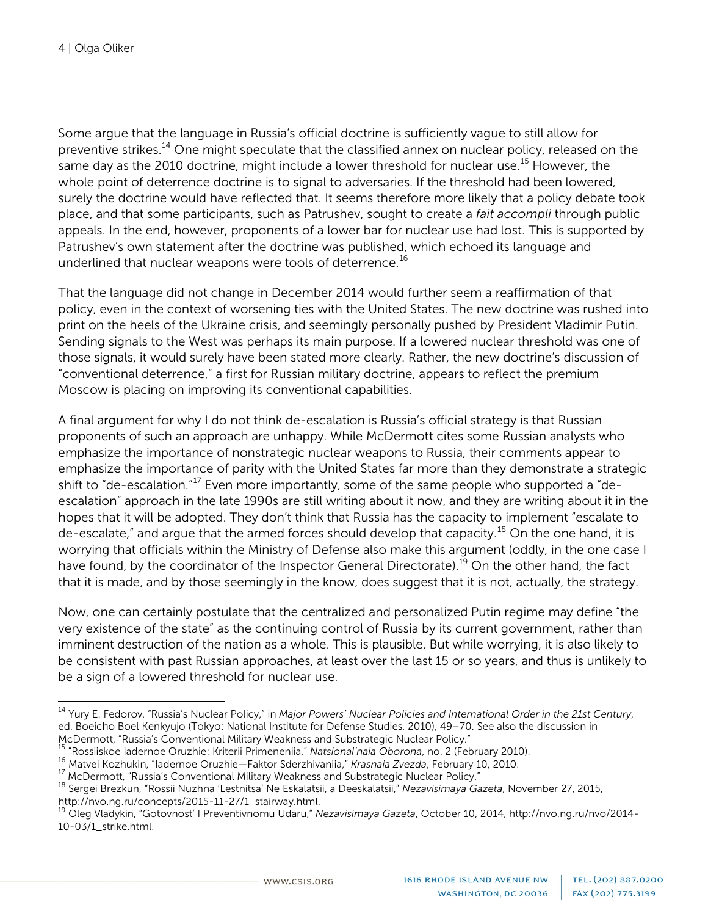Some argue that the language in Russia's official doctrine is sufficiently vague to still allow for preventive strikes.[14] One might speculate that the classified annex on nuclear policy, released on the same day as the 2010 doctrine, might include a lower threshold for nuclear use.[15] However, the whole point of deterrence doctrine is to signal to adversaries. If the threshold had been lowered, surely the doctrine would have reflected that. It seems therefore more likely that a policy debate took place, and that some participants, such as Patrushev, sought to create a *fait accompli* through public appeals. In the end, however, proponents of a lower bar for nuclear use had lost. This is supported by Patrushev's own statement after the doctrine was published, which echoed its language and underlined that nuclear weapons were tools of deterrence.[16]

That the language did not change in December 2014 would further seem a reaffirmation of that policy, even in the context of worsening ties with the United States. The new doctrine was rushed into print on the heels of the Ukraine crisis, and seemingly personally pushed by President Vladimir Putin. Sending signals to the West was perhaps its main purpose. If a lowered nuclear threshold was one of those signals, it would surely have been stated more clearly. Rather, the new doctrine's discussion of "conventional deterrence," a first for Russian military doctrine, appears to reflect the premium Moscow is placing on improving its conventional capabilities.

A final argument for why I do not think de-escalation is Russia's official strategy is that Russian proponents of such an approach are unhappy. While McDermott cites some Russian analysts who emphasize the importance of nonstrategic nuclear weapons to Russia, their comments appear to emphasize the importance of parity with the United States far more than they demonstrate a strategic shift to "de-escalation."[17] Even more importantly, some of the same people who supported a "de-escalation" approach in the late 1990s are still writing about it now, and they are writing about it in the hopes that it will be adopted. They don't think that Russia has the capacity to implement "escalate to de-escalate," and argue that the armed forces should develop that capacity.[18] On the one hand, it is worrying that officials within the Ministry of Defense also make this argument (oddly, in the one case I have found, by the coordinator of the Inspector General Directorate).[19] On the other hand, the fact that it is made, and by those seemingly in the know, does suggest that it is not, actually, the strategy.

Now, one can certainly postulate that the centralized and personalized Putin regime may define "the very existence of the state" as the continuing control of Russia by its current government, rather than imminent destruction of the nation as a whole. This is plausible. But while worrying, it is also likely to be consistent with past Russian approaches, at least over the last 15 or so years, and thus is unlikely to be a sign of a lowered threshold for nuclear use.

---

[14] Yury E. Fedorov, "Russia's Nuclear Policy," in *Major Powers' Nuclear Policies and International Order in the 21st Century*, ed. Boeicho Boel Kenkyujo (Tokyo: National Institute for Defense Studies, 2010), 49–70. See also the discussion in McDermott, "Russia's Conventional Military Weakness and Substrategic Nuclear Policy."

[15] "Rossiiskoe Iadernoe Oruzhie: Kriterii Primeneniia," *Natsional'naia Oborona*, no. 2 (February 2010).

[16] Matvei Kozhukin, "Iadernoe Oruzhie—Faktor Sderzhivaniia," *Krasnaia Zvezda*, February 10, 2010.

[17] McDermott, "Russia's Conventional Military Weakness and Substrategic Nuclear Policy."

[18] Sergei Brezkun, "Rossii Nuzhna 'Lestnitsa' Ne Eskalatsii, a Deeskalatsii," *Nezavisimaya Gazeta*, November 27, 2015, http://nvo.ng.ru/concepts/2015-11-27/1_stairway.html.

[19] Oleg Vladykin, "Gotovnost' I Preventivnomu Udaru," *Nezavisimaya Gazeta*, October 10, 2014, http://nvo.ng.ru/nvo/2014-10-03/1_strike.html.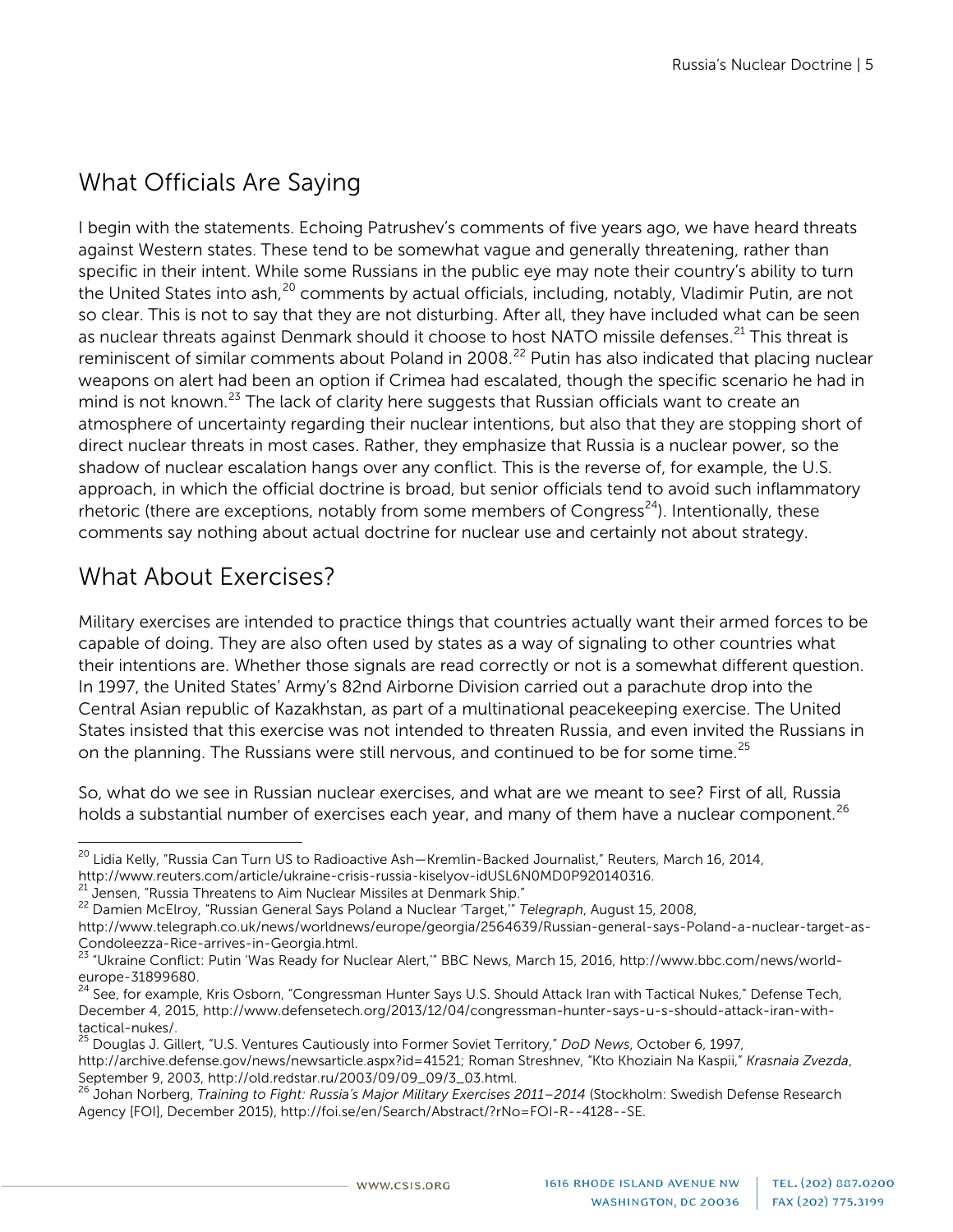## What Officials Are Saying

I begin with the statements. Echoing Patrushev's comments of five years ago, we have heard threats against Western states. These tend to be somewhat vague and generally threatening, rather than specific in their intent. While some Russians in the public eye may note their country's ability to turn the United States into ash,[20] comments by actual officials, including, notably, Vladimir Putin, are not so clear. This is not to say that they are not disturbing. After all, they have included what can be seen as nuclear threats against Denmark should it choose to host NATO missile defenses.[21] This threat is reminiscent of similar comments about Poland in 2008.[22] Putin has also indicated that placing nuclear weapons on alert had been an option if Crimea had escalated, though the specific scenario he had in mind is not known.[23] The lack of clarity here suggests that Russian officials want to create an atmosphere of uncertainty regarding their nuclear intentions, but also that they are stopping short of direct nuclear threats in most cases. Rather, they emphasize that Russia is a nuclear power, so the shadow of nuclear escalation hangs over any conflict. This is the reverse of, for example, the U.S. approach, in which the official doctrine is broad, but senior officials tend to avoid such inflammatory rhetoric (there are exceptions, notably from some members of Congress[24]). Intentionally, these comments say nothing about actual doctrine for nuclear use and certainly not about strategy.

## What About Exercises?

Military exercises are intended to practice things that countries actually want their armed forces to be capable of doing. They are also often used by states as a way of signaling to other countries what their intentions are. Whether those signals are read correctly or not is a somewhat different question. In 1997, the United States' Army's 82nd Airborne Division carried out a parachute drop into the Central Asian republic of Kazakhstan, as part of a multinational peacekeeping exercise. The United States insisted that this exercise was not intended to threaten Russia, and even invited the Russians in on the planning. The Russians were still nervous, and continued to be for some time.[25]

So, what do we see in Russian nuclear exercises, and what are we meant to see? First of all, Russia holds a substantial number of exercises each year, and many of them have a nuclear component.[26]

---

[20] Lidia Kelly, "Russia Can Turn US to Radioactive Ash—Kremlin-Backed Journalist," Reuters, March 16, 2014, http://www.reuters.com/article/ukraine-crisis-russia-kiselyov-idUSL6N0MD0P920140316.

[21] Jensen, "Russia Threatens to Aim Nuclear Missiles at Denmark Ship."

[22] Damien McElroy, "Russian General Says Poland a Nuclear 'Target,'" *Telegraph*, August 15, 2008, http://www.telegraph.co.uk/news/worldnews/europe/georgia/2564639/Russian-general-says-Poland-a-nuclear-target-as-Condoleezza-Rice-arrives-in-Georgia.html.

[23] "Ukraine Conflict: Putin 'Was Ready for Nuclear Alert,'" BBC News, March 15, 2016, http://www.bbc.com/news/world-europe-31899680.

[24] See, for example, Kris Osborn, "Congressman Hunter Says U.S. Should Attack Iran with Tactical Nukes," Defense Tech, December 4, 2015, http://www.defensetech.org/2013/12/04/congressman-hunter-says-u-s-should-attack-iran-with-tactical-nukes/.

[25] Douglas J. Gillert, "U.S. Ventures Cautiously into Former Soviet Territory," *DoD News*, October 6, 1997, http://archive.defense.gov/news/newsarticle.aspx?id=41521; Roman Streshnev, "Kto Khoziain Na Kaspii," *Krasnaia Zvezda*, September 9, 2003, http://old.redstar.ru/2003/09/09_09/3_03.html.

[26] Johan Norberg, *Training to Fight: Russia's Major Military Exercises 2011–2014* (Stockholm: Swedish Defense Research Agency [FOI], December 2015), http://foi.se/en/Search/Abstract/?rNo=FOI-R--4128--SE.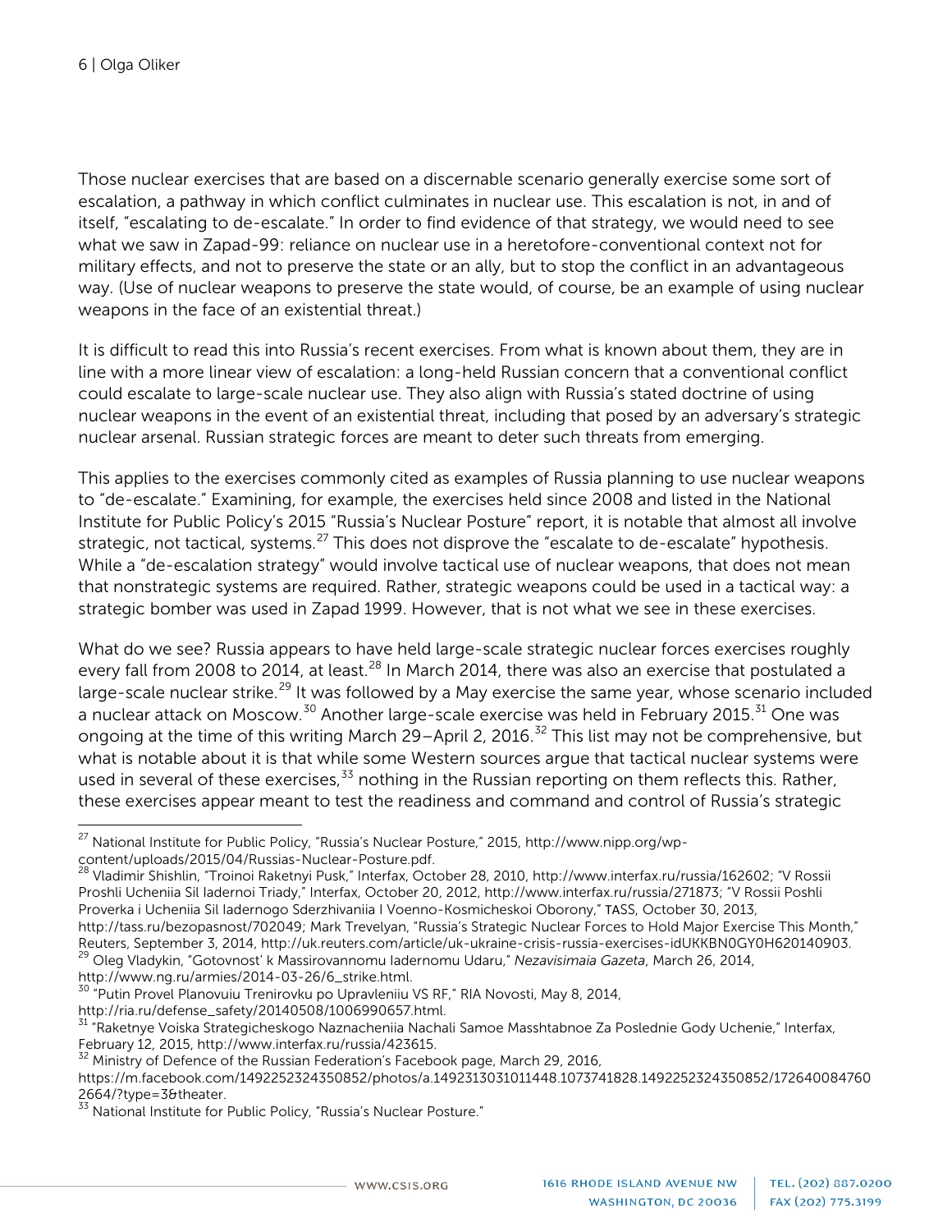Those nuclear exercises that are based on a discernable scenario generally exercise some sort of escalation, a pathway in which conflict culminates in nuclear use. This escalation is not, in and of itself, "escalating to de-escalate." In order to find evidence of that strategy, we would need to see what we saw in Zapad-99: reliance on nuclear use in a heretofore-conventional context not for military effects, and not to preserve the state or an ally, but to stop the conflict in an advantageous way. (Use of nuclear weapons to preserve the state would, of course, be an example of using nuclear weapons in the face of an existential threat.)

It is difficult to read this into Russia's recent exercises. From what is known about them, they are in line with a more linear view of escalation: a long-held Russian concern that a conventional conflict could escalate to large-scale nuclear use. They also align with Russia's stated doctrine of using nuclear weapons in the event of an existential threat, including that posed by an adversary's strategic nuclear arsenal. Russian strategic forces are meant to deter such threats from emerging.

This applies to the exercises commonly cited as examples of Russia planning to use nuclear weapons to "de-escalate." Examining, for example, the exercises held since 2008 and listed in the National Institute for Public Policy's 2015 "Russia's Nuclear Posture" report, it is notable that almost all involve strategic, not tactical, systems.[27] This does not disprove the "escalate to de-escalate" hypothesis. While a "de-escalation strategy" would involve tactical use of nuclear weapons, that does not mean that nonstrategic systems are required. Rather, strategic weapons could be used in a tactical way: a strategic bomber was used in Zapad 1999. However, that is not what we see in these exercises.

What do we see? Russia appears to have held large-scale strategic nuclear forces exercises roughly every fall from 2008 to 2014, at least.[28] In March 2014, there was also an exercise that postulated a large-scale nuclear strike.[29] It was followed by a May exercise the same year, whose scenario included a nuclear attack on Moscow.[30] Another large-scale exercise was held in February 2015.[31] One was ongoing at the time of this writing March 29–April 2, 2016.[32] This list may not be comprehensive, but what is notable about it is that while some Western sources argue that tactical nuclear systems were used in several of these exercises,[33] nothing in the Russian reporting on them reflects this. Rather, these exercises appear meant to test the readiness and command and control of Russia's strategic

---

[27] National Institute for Public Policy, "Russia's Nuclear Posture," 2015, http://www.nipp.org/wp-content/uploads/2015/04/Russias-Nuclear-Posture.pdf.

[28] Vladimir Shishlin, "Troinoi Raketnyi Pusk," Interfax, October 28, 2010, http://www.interfax.ru/russia/162602; "V Rossii Proshli Ucheniia Sil Iadernoi Triady," Interfax, October 20, 2012, http://www.interfax.ru/russia/271873; "V Rossii Poshli Proverka i Ucheniia Sil Iadernogo Sderzhivaniia I Voenno-Kosmicheskoi Oborony," TASS, October 30, 2013, http://tass.ru/bezopasnost/702049; Mark Trevelyan, "Russia's Strategic Nuclear Forces to Hold Major Exercise This Month," Reuters, September 3, 2014, http://uk.reuters.com/article/uk-ukraine-crisis-russia-exercises-idUKKBN0GY0H620140903.

[29] Oleg Vladykin, "Gotovnost' k Massirovannomu Iadernomu Udaru," *Nezavisimaia Gazeta*, March 26, 2014, http://www.ng.ru/armies/2014-03-26/6_strike.html.

[30] "Putin Provel Planovuiu Trenirovku po Upravleniiu VS RF," RIA Novosti, May 8, 2014, http://ria.ru/defense_safety/20140508/1006990657.html.

[31] "Raketnye Voiska Strategicheskogo Naznacheniia Nachali Samoe Masshtabnoe Za Poslednie Gody Uchenie," Interfax, February 12, 2015, http://www.interfax.ru/russia/423615.

[32] Ministry of Defence of the Russian Federation's Facebook page, March 29, 2016, https://m.facebook.com/1492252324350852/photos/a.1492313031011448.1073741828.1492252324350852/1726400847602664/?type=3&theater.

[33] National Institute for Public Policy, "Russia's Nuclear Posture."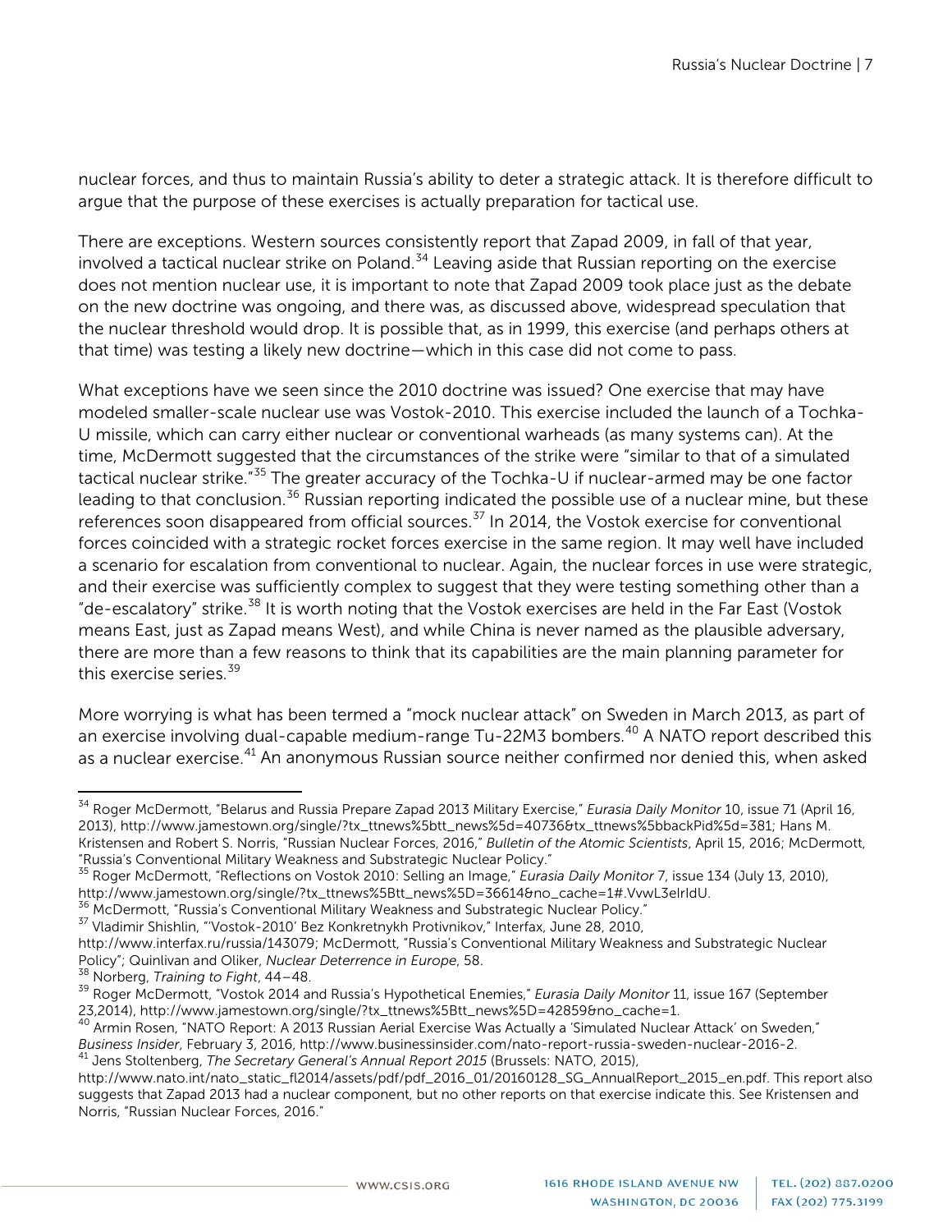nuclear forces, and thus to maintain Russia's ability to deter a strategic attack. It is therefore difficult to argue that the purpose of these exercises is actually preparation for tactical use.

There are exceptions. Western sources consistently report that Zapad 2009, in fall of that year, involved a tactical nuclear strike on Poland.[34] Leaving aside that Russian reporting on the exercise does not mention nuclear use, it is important to note that Zapad 2009 took place just as the debate on the new doctrine was ongoing, and there was, as discussed above, widespread speculation that the nuclear threshold would drop. It is possible that, as in 1999, this exercise (and perhaps others at that time) was testing a likely new doctrine—which in this case did not come to pass.

What exceptions have we seen since the 2010 doctrine was issued? One exercise that may have modeled smaller-scale nuclear use was Vostok-2010. This exercise included the launch of a Tochka-U missile, which can carry either nuclear or conventional warheads (as many systems can). At the time, McDermott suggested that the circumstances of the strike were "similar to that of a simulated tactical nuclear strike."[35] The greater accuracy of the Tochka-U if nuclear-armed may be one factor leading to that conclusion.[36] Russian reporting indicated the possible use of a nuclear mine, but these references soon disappeared from official sources.[37] In 2014, the Vostok exercise for conventional forces coincided with a strategic rocket forces exercise in the same region. It may well have included a scenario for escalation from conventional to nuclear. Again, the nuclear forces in use were strategic, and their exercise was sufficiently complex to suggest that they were testing something other than a "de-escalatory" strike.[38] It is worth noting that the Vostok exercises are held in the Far East (Vostok means East, just as Zapad means West), and while China is never named as the plausible adversary, there are more than a few reasons to think that its capabilities are the main planning parameter for this exercise series.[39]

More worrying is what has been termed a "mock nuclear attack" on Sweden in March 2013, as part of an exercise involving dual-capable medium-range Tu-22M3 bombers.[40] A NATO report described this as a nuclear exercise.[41] An anonymous Russian source neither confirmed nor denied this, when asked

---

[34] Roger McDermott, "Belarus and Russia Prepare Zapad 2013 Military Exercise," *Eurasia Daily Monitor* 10, issue 71 (April 16, 2013), http://www.jamestown.org/single/?tx_ttnews%5btt_news%5d=40736&tx_ttnews%5bbackPid%5d=381; Hans M. Kristensen and Robert S. Norris, "Russian Nuclear Forces, 2016," *Bulletin of the Atomic Scientists*, April 15, 2016; McDermott, "Russia's Conventional Military Weakness and Substrategic Nuclear Policy."

[35] Roger McDermott, "Reflections on Vostok 2010: Selling an Image," *Eurasia Daily Monitor* 7, issue 134 (July 13, 2010), http://www.jamestown.org/single/?tx_ttnews%5Btt_news%5D=36614&no_cache=1#.VvwL3elrIdU.

[36] McDermott, "Russia's Conventional Military Weakness and Substrategic Nuclear Policy."

[37] Vladimir Shishlin, "'Vostok-2010' Bez Konkretnykh Protivnikov," Interfax, June 28, 2010, http://www.interfax.ru/russia/143079; McDermott, "Russia's Conventional Military Weakness and Substrategic Nuclear Policy"; Quinlivan and Oliker, *Nuclear Deterrence in Europe*, 58.

[38] Norberg, *Training to Fight*, 44–48.

[39] Roger McDermott, "Vostok 2014 and Russia's Hypothetical Enemies," *Eurasia Daily Monitor* 11, issue 167 (September 23,2014), http://www.jamestown.org/single/?tx_ttnews%5Btt_news%5D=42859&no_cache=1.

[40] Armin Rosen, "NATO Report: A 2013 Russian Aerial Exercise Was Actually a 'Simulated Nuclear Attack' on Sweden," *Business Insider*, February 3, 2016, http://www.businessinsider.com/nato-report-russia-sweden-nuclear-2016-2.

[41] Jens Stoltenberg, *The Secretary General's Annual Report 2015* (Brussels: NATO, 2015), http://www.nato.int/nato_static_fl2014/assets/pdf/pdf_2016_01/20160128_SG_AnnualReport_2015_en.pdf. This report also suggests that Zapad 2013 had a nuclear component, but no other reports on that exercise indicate this. See Kristensen and Norris, "Russian Nuclear Forces, 2016."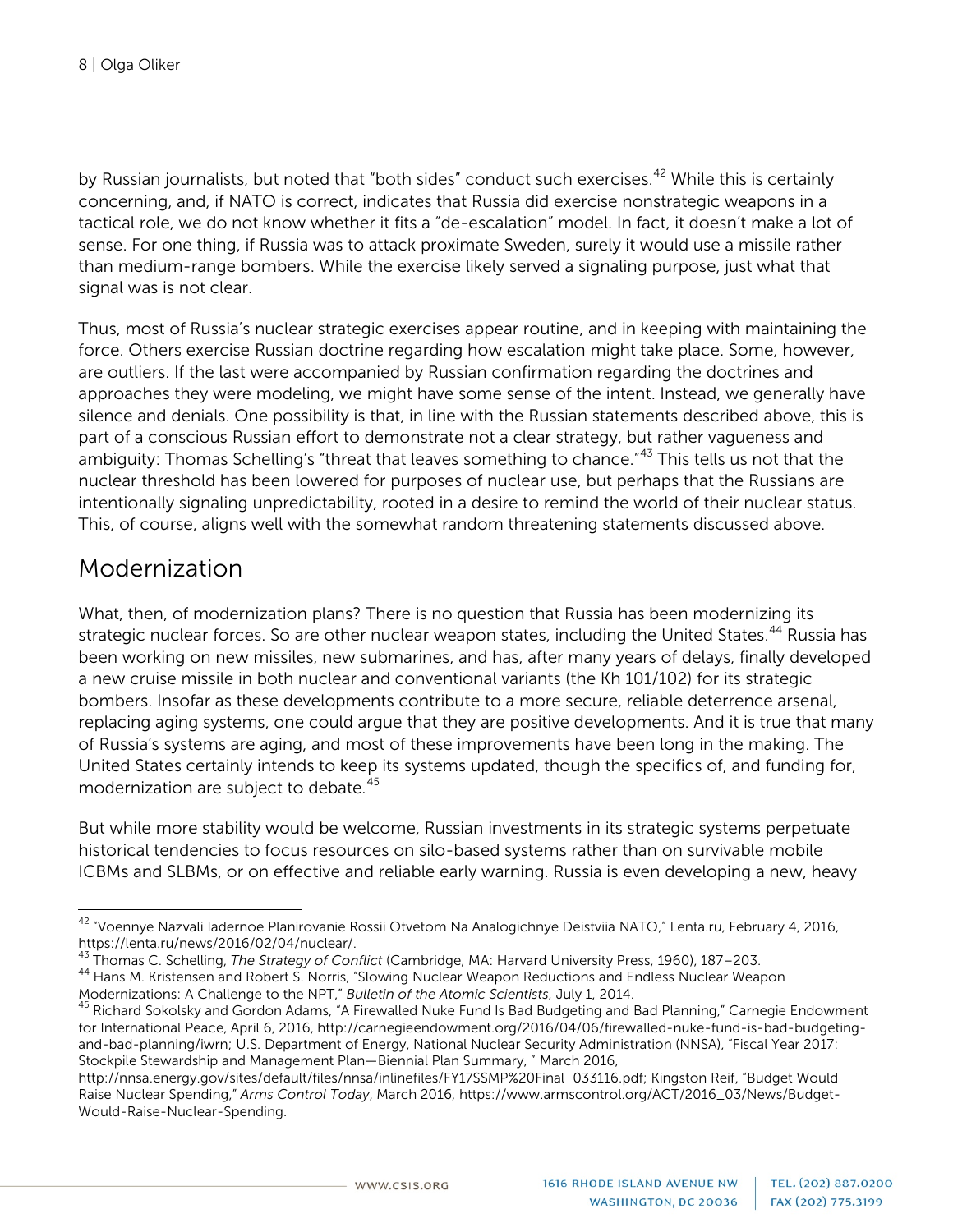by Russian journalists, but noted that "both sides" conduct such exercises.[42] While this is certainly concerning, and, if NATO is correct, indicates that Russia did exercise nonstrategic weapons in a tactical role, we do not know whether it fits a "de-escalation" model. In fact, it doesn't make a lot of sense. For one thing, if Russia was to attack proximate Sweden, surely it would use a missile rather than medium-range bombers. While the exercise likely served a signaling purpose, just what that signal was is not clear.

Thus, most of Russia's nuclear strategic exercises appear routine, and in keeping with maintaining the force. Others exercise Russian doctrine regarding how escalation might take place. Some, however, are outliers. If the last were accompanied by Russian confirmation regarding the doctrines and approaches they were modeling, we might have some sense of the intent. Instead, we generally have silence and denials. One possibility is that, in line with the Russian statements described above, this is part of a conscious Russian effort to demonstrate not a clear strategy, but rather vagueness and ambiguity: Thomas Schelling's "threat that leaves something to chance."[43] This tells us not that the nuclear threshold has been lowered for purposes of nuclear use, but perhaps that the Russians are intentionally signaling unpredictability, rooted in a desire to remind the world of their nuclear status. This, of course, aligns well with the somewhat random threatening statements discussed above.

## Modernization

What, then, of modernization plans? There is no question that Russia has been modernizing its strategic nuclear forces. So are other nuclear weapon states, including the United States.[44] Russia has been working on new missiles, new submarines, and has, after many years of delays, finally developed a new cruise missile in both nuclear and conventional variants (the Kh 101/102) for its strategic bombers. Insofar as these developments contribute to a more secure, reliable deterrence arsenal, replacing aging systems, one could argue that they are positive developments. And it is true that many of Russia's systems are aging, and most of these improvements have been long in the making. The United States certainly intends to keep its systems updated, though the specifics of, and funding for, modernization are subject to debate.[45]

But while more stability would be welcome, Russian investments in its strategic systems perpetuate historical tendencies to focus resources on silo-based systems rather than on survivable mobile ICBMs and SLBMs, or on effective and reliable early warning. Russia is even developing a new, heavy

---

[42] "Voennye Nazvali Iadernoe Planirovanie Rossii Otvetom Na Analogichnye Deistviia NATO," Lenta.ru, February 4, 2016, https://lenta.ru/news/2016/02/04/nuclear/.

[43] Thomas C. Schelling, *The Strategy of Conflict* (Cambridge, MA: Harvard University Press, 1960), 187–203.

[44] Hans M. Kristensen and Robert S. Norris, "Slowing Nuclear Weapon Reductions and Endless Nuclear Weapon Modernizations: A Challenge to the NPT," *Bulletin of the Atomic Scientists*, July 1, 2014.

[45] Richard Sokolsky and Gordon Adams, "A Firewalled Nuke Fund Is Bad Budgeting and Bad Planning," Carnegie Endowment for International Peace, April 6, 2016, http://carnegieendowment.org/2016/04/06/firewalled-nuke-fund-is-bad-budgeting-and-bad-planning/iwrn; U.S. Department of Energy, National Nuclear Security Administration (NNSA), "Fiscal Year 2017: Stockpile Stewardship and Management Plan—Biennial Plan Summary, " March 2016, http://nnsa.energy.gov/sites/default/files/nnsa/inlinefiles/FY17SSMP%20Final_033116.pdf; Kingston Reif, "Budget Would Raise Nuclear Spending," *Arms Control Today*, March 2016, https://www.armscontrol.org/ACT/2016_03/News/Budget-Would-Raise-Nuclear-Spending.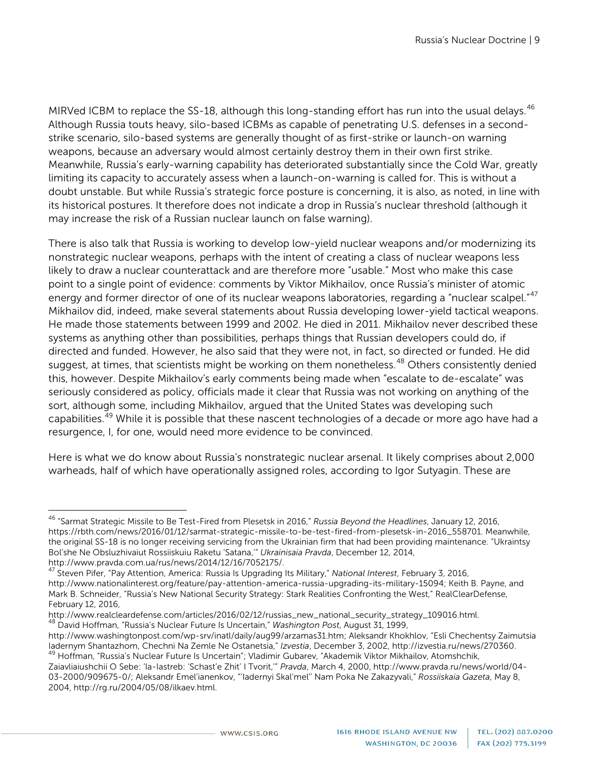MIRVed ICBM to replace the SS-18, although this long-standing effort has run into the usual delays.[46] Although Russia touts heavy, silo-based ICBMs as capable of penetrating U.S. defenses in a second-strike scenario, silo-based systems are generally thought of as first-strike or launch-on warning weapons, because an adversary would almost certainly destroy them in their own first strike. Meanwhile, Russia's early-warning capability has deteriorated substantially since the Cold War, greatly limiting its capacity to accurately assess when a launch-on-warning is called for. This is without a doubt unstable. But while Russia's strategic force posture is concerning, it is also, as noted, in line with its historical postures. It therefore does not indicate a drop in Russia's nuclear threshold (although it may increase the risk of a Russian nuclear launch on false warning).

There is also talk that Russia is working to develop low-yield nuclear weapons and/or modernizing its nonstrategic nuclear weapons, perhaps with the intent of creating a class of nuclear weapons less likely to draw a nuclear counterattack and are therefore more "usable." Most who make this case point to a single point of evidence: comments by Viktor Mikhailov, once Russia's minister of atomic energy and former director of one of its nuclear weapons laboratories, regarding a "nuclear scalpel."[47] Mikhailov did, indeed, make several statements about Russia developing lower-yield tactical weapons. He made those statements between 1999 and 2002. He died in 2011. Mikhailov never described these systems as anything other than possibilities, perhaps things that Russian developers could do, if directed and funded. However, he also said that they were not, in fact, so directed or funded. He did suggest, at times, that scientists might be working on them nonetheless.[48] Others consistently denied this, however. Despite Mikhailov's early comments being made when "escalate to de-escalate" was seriously considered as policy, officials made it clear that Russia was not working on anything of the sort, although some, including Mikhailov, argued that the United States was developing such capabilities.[49] While it is possible that these nascent technologies of a decade or more ago have had a resurgence, I, for one, would need more evidence to be convinced.

Here is what we do know about Russia's nonstrategic nuclear arsenal. It likely comprises about 2,000 warheads, half of which have operationally assigned roles, according to Igor Sutyagin. These are

---

[46] "Sarmat Strategic Missile to Be Test-Fired from Plesetsk in 2016," *Russia Beyond the Headlines*, January 12, 2016, https://rbth.com/news/2016/01/12/sarmat-strategic-missile-to-be-test-fired-from-plesetsk-in-2016_558701. Meanwhile, the original SS-18 is no longer receiving servicing from the Ukrainian firm that had been providing maintenance. "Ukraintsy Bol'she Ne Obsluzhivaiut Rossiiskuiu Raketu 'Satana,'" *Ukrainisaia Pravda*, December 12, 2014, http://www.pravda.com.ua/rus/news/2014/12/16/7052175/.

[47] Steven Pifer, "Pay Attention, America: Russia Is Upgrading Its Military," *National Interest*, February 3, 2016, http://www.nationalinterest.org/feature/pay-attention-america-russia-upgrading-its-military-15094; Keith B. Payne, and Mark B. Schneider, "Russia's New National Security Strategy: Stark Realities Confronting the West," RealClearDefense, February 12, 2016, http://www.realcleardefense.com/articles/2016/02/12/russias_new_national_security_strategy_109016.html.

[48] David Hoffman, "Russia's Nuclear Future Is Uncertain," *Washington Post*, August 31, 1999, http://www.washingtonpost.com/wp-srv/inatl/daily/aug99/arzamas31.htm; Aleksandr Khokhlov, "Esli Chechentsy Zaimutsia Iadernym Shantazhom, Chechni Na Zemle Ne Ostanetsia," *Izvestia*, December 3, 2002, http://izvestia.ru/news/270360.

[49] Hoffman, "Russia's Nuclear Future Is Uncertain"; Vladimir Gubarev, "Akademik Viktor Mikhailov, Atomshchik, Zaiavliaiushchii O Sebe: 'Ia-Iastreb: 'Schast'e Zhit' I Tvorit,'" *Pravda*, March 4, 2000, http://www.pravda.ru/news/world/04-03-2000/909675-0/; Aleksandr Emel'ianenkov, "'Iadernyi Skal'mel'' Nam Poka Ne Zakazyvali," *Rossiiskaia Gazeta*, May 8, 2004, http://rg.ru/2004/05/08/ilkaev.html.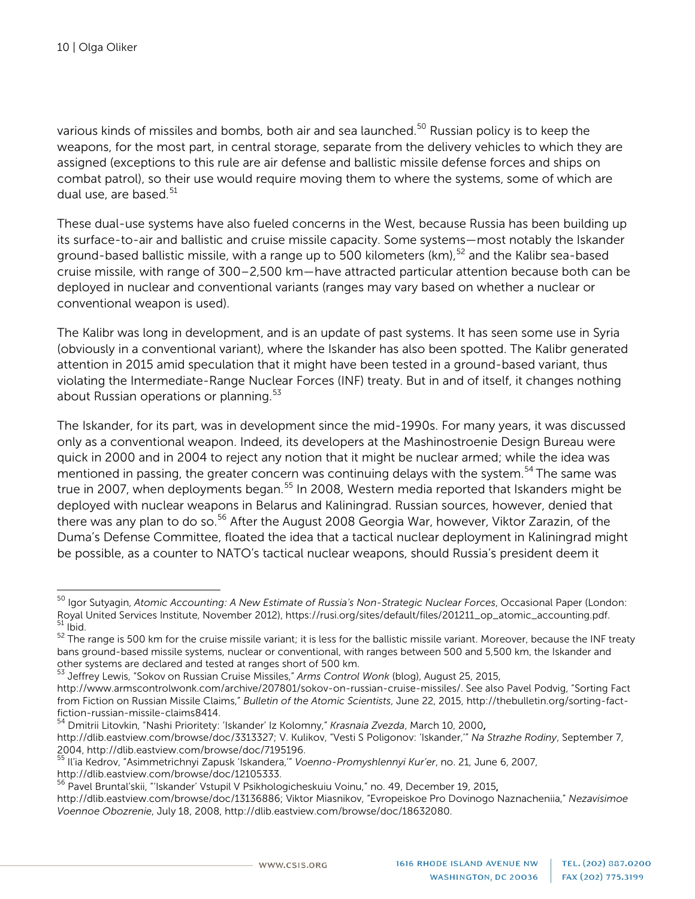various kinds of missiles and bombs, both air and sea launched.[50] Russian policy is to keep the weapons, for the most part, in central storage, separate from the delivery vehicles to which they are assigned (exceptions to this rule are air defense and ballistic missile defense forces and ships on combat patrol), so their use would require moving them to where the systems, some of which are dual use, are based.[51]

These dual-use systems have also fueled concerns in the West, because Russia has been building up its surface-to-air and ballistic and cruise missile capacity. Some systems—most notably the Iskander ground-based ballistic missile, with a range up to 500 kilometers (km),[52] and the Kalibr sea-based cruise missile, with range of 300–2,500 km—have attracted particular attention because both can be deployed in nuclear and conventional variants (ranges may vary based on whether a nuclear or conventional weapon is used).

The Kalibr was long in development, and is an update of past systems. It has seen some use in Syria (obviously in a conventional variant), where the Iskander has also been spotted. The Kalibr generated attention in 2015 amid speculation that it might have been tested in a ground-based variant, thus violating the Intermediate-Range Nuclear Forces (INF) treaty. But in and of itself, it changes nothing about Russian operations or planning.[53]

The Iskander, for its part, was in development since the mid-1990s. For many years, it was discussed only as a conventional weapon. Indeed, its developers at the Mashinostroenie Design Bureau were quick in 2000 and in 2004 to reject any notion that it might be nuclear armed; while the idea was mentioned in passing, the greater concern was continuing delays with the system.[54] The same was true in 2007, when deployments began.[55] In 2008, Western media reported that Iskanders might be deployed with nuclear weapons in Belarus and Kaliningrad. Russian sources, however, denied that there was any plan to do so.[56] After the August 2008 Georgia War, however, Viktor Zarazin, of the Duma's Defense Committee, floated the idea that a tactical nuclear deployment in Kaliningrad might be possible, as a counter to NATO's tactical nuclear weapons, should Russia's president deem it

---

[50] Igor Sutyagin, *Atomic Accounting: A New Estimate of Russia's Non-Strategic Nuclear Forces*, Occasional Paper (London: Royal United Services Institute, November 2012), https://rusi.org/sites/default/files/201211_op_atomic_accounting.pdf.

[51] Ibid.

[52] The range is 500 km for the cruise missile variant; it is less for the ballistic missile variant. Moreover, because the INF treaty bans ground-based missile systems, nuclear or conventional, with ranges between 500 and 5,500 km, the Iskander and other systems are declared and tested at ranges short of 500 km.

[53] Jeffrey Lewis, "Sokov on Russian Cruise Missiles," *Arms Control Wonk* (blog), August 25, 2015, http://www.armscontrolwonk.com/archive/207801/sokov-on-russian-cruise-missiles/. See also Pavel Podvig, "Sorting Fact from Fiction on Russian Missile Claims," *Bulletin of the Atomic Scientists*, June 22, 2015, http://thebulletin.org/sorting-fact-fiction-russian-missile-claims8414.

[54] Dmitrii Litovkin, "Nashi Prioritety: 'Iskander' Iz Kolomny," *Krasnaia Zvezda*, March 10, 2000, http://dlib.eastview.com/browse/doc/3313327; V. Kulikov, "Vesti S Poligonov: 'Iskander,'" *Na Strazhe Rodiny*, September 7, 2004, http://dlib.eastview.com/browse/doc/7195196.

[55] Il'ia Kedrov, "Asimmetrichnyi Zapusk 'Iskandera,'" *Voenno-Promyshlennyi Kur'er*, no. 21, June 6, 2007, http://dlib.eastview.com/browse/doc/12105333.

[56] Pavel Bruntal'skii, "'Iskander' Vstupil V Psikhologicheskuiu Voinu," no. 49, December 19, 2015, http://dlib.eastview.com/browse/doc/13136886; Viktor Miasnikov, "Evropeiskoe Pro Dovinogo Naznacheniia," *Nezavisimoe Voennoe Obozrenie*, July 18, 2008, http://dlib.eastview.com/browse/doc/18632080.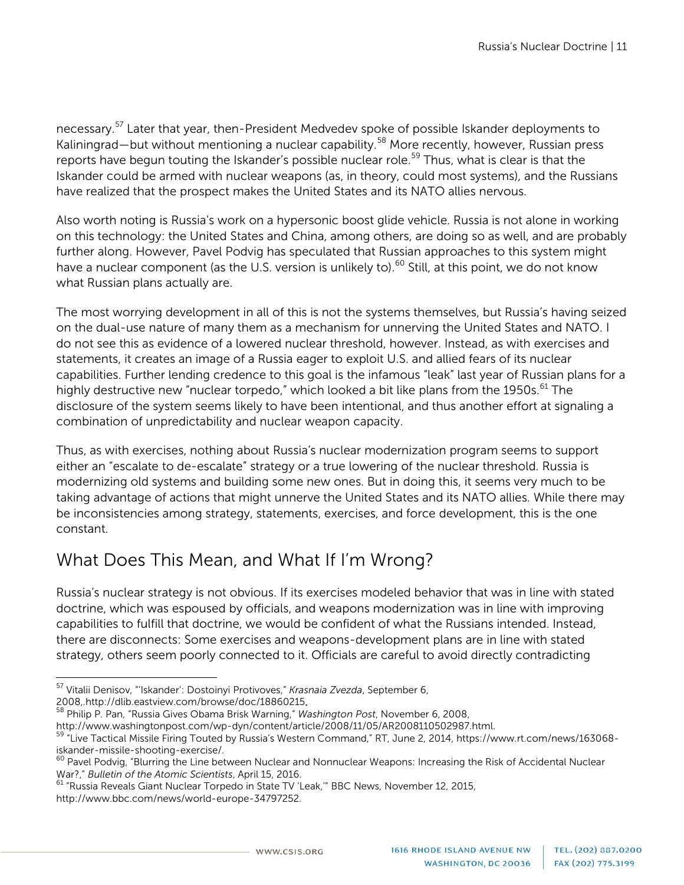necessary.[57] Later that year, then-President Medvedev spoke of possible Iskander deployments to Kaliningrad—but without mentioning a nuclear capability.[58] More recently, however, Russian press reports have begun touting the Iskander's possible nuclear role.[59] Thus, what is clear is that the Iskander could be armed with nuclear weapons (as, in theory, could most systems), and the Russians have realized that the prospect makes the United States and its NATO allies nervous.

Also worth noting is Russia's work on a hypersonic boost glide vehicle. Russia is not alone in working on this technology: the United States and China, among others, are doing so as well, and are probably further along. However, Pavel Podvig has speculated that Russian approaches to this system might have a nuclear component (as the U.S. version is unlikely to).[60] Still, at this point, we do not know what Russian plans actually are.

The most worrying development in all of this is not the systems themselves, but Russia's having seized on the dual-use nature of many them as a mechanism for unnerving the United States and NATO. I do not see this as evidence of a lowered nuclear threshold, however. Instead, as with exercises and statements, it creates an image of a Russia eager to exploit U.S. and allied fears of its nuclear capabilities. Further lending credence to this goal is the infamous "leak" last year of Russian plans for a highly destructive new "nuclear torpedo," which looked a bit like plans from the 1950s.[61] The disclosure of the system seems likely to have been intentional, and thus another effort at signaling a combination of unpredictability and nuclear weapon capacity.

Thus, as with exercises, nothing about Russia's nuclear modernization program seems to support either an "escalate to de-escalate" strategy or a true lowering of the nuclear threshold. Russia is modernizing old systems and building some new ones. But in doing this, it seems very much to be taking advantage of actions that might unnerve the United States and its NATO allies. While there may be inconsistencies among strategy, statements, exercises, and force development, this is the one constant.

## What Does This Mean, and What If I'm Wrong?

Russia's nuclear strategy is not obvious. If its exercises modeled behavior that was in line with stated doctrine, which was espoused by officials, and weapons modernization was in line with improving capabilities to fulfill that doctrine, we would be confident of what the Russians intended. Instead, there are disconnects: Some exercises and weapons-development plans are in line with stated strategy, others seem poorly connected to it. Officials are careful to avoid directly contradicting

---

[57] Vitalii Denisov, "'Iskander': Dostoinyi Protivoves," *Krasnaia Zvezda*, September 6, 2008,.http://dlib.eastview.com/browse/doc/18860215.

[58] Philip P. Pan, "Russia Gives Obama Brisk Warning," *Washington Post*, November 6, 2008, http://www.washingtonpost.com/wp-dyn/content/article/2008/11/05/AR2008110502987.html.

[59] "Live Tactical Missile Firing Touted by Russia's Western Command," RT, June 2, 2014, https://www.rt.com/news/163068-iskander-missile-shooting-exercise/.

[60] Pavel Podvig, "Blurring the Line between Nuclear and Nonnuclear Weapons: Increasing the Risk of Accidental Nuclear War?," *Bulletin of the Atomic Scientists*, April 15, 2016.

[61] "Russia Reveals Giant Nuclear Torpedo in State TV 'Leak,'" BBC News, November 12, 2015, http://www.bbc.com/news/world-europe-34797252.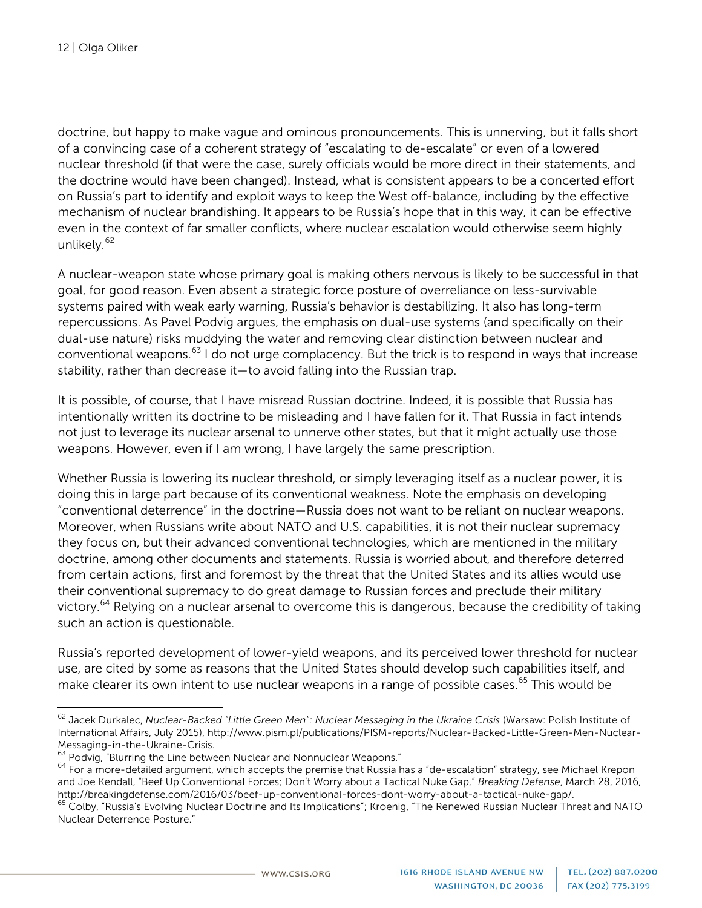doctrine, but happy to make vague and ominous pronouncements. This is unnerving, but it falls short of a convincing case of a coherent strategy of "escalating to de-escalate" or even of a lowered nuclear threshold (if that were the case, surely officials would be more direct in their statements, and the doctrine would have been changed). Instead, what is consistent appears to be a concerted effort on Russia's part to identify and exploit ways to keep the West off-balance, including by the effective mechanism of nuclear brandishing. It appears to be Russia's hope that in this way, it can be effective even in the context of far smaller conflicts, where nuclear escalation would otherwise seem highly unlikely.[62]

A nuclear-weapon state whose primary goal is making others nervous is likely to be successful in that goal, for good reason. Even absent a strategic force posture of overreliance on less-survivable systems paired with weak early warning, Russia's behavior is destabilizing. It also has long-term repercussions. As Pavel Podvig argues, the emphasis on dual-use systems (and specifically on their dual-use nature) risks muddying the water and removing clear distinction between nuclear and conventional weapons.[63] I do not urge complacency. But the trick is to respond in ways that increase stability, rather than decrease it—to avoid falling into the Russian trap.

It is possible, of course, that I have misread Russian doctrine. Indeed, it is possible that Russia has intentionally written its doctrine to be misleading and I have fallen for it. That Russia in fact intends not just to leverage its nuclear arsenal to unnerve other states, but that it might actually use those weapons. However, even if I am wrong, I have largely the same prescription.

Whether Russia is lowering its nuclear threshold, or simply leveraging itself as a nuclear power, it is doing this in large part because of its conventional weakness. Note the emphasis on developing "conventional deterrence" in the doctrine—Russia does not want to be reliant on nuclear weapons. Moreover, when Russians write about NATO and U.S. capabilities, it is not their nuclear supremacy they focus on, but their advanced conventional technologies, which are mentioned in the military doctrine, among other documents and statements. Russia is worried about, and therefore deterred from certain actions, first and foremost by the threat that the United States and its allies would use their conventional supremacy to do great damage to Russian forces and preclude their military victory.[64] Relying on a nuclear arsenal to overcome this is dangerous, because the credibility of taking such an action is questionable.

Russia's reported development of lower-yield weapons, and its perceived lower threshold for nuclear use, are cited by some as reasons that the United States should develop such capabilities itself, and make clearer its own intent to use nuclear weapons in a range of possible cases.[65] This would be

---

[62] Jacek Durkalec, *Nuclear-Backed "Little Green Men": Nuclear Messaging in the Ukraine Crisis* (Warsaw: Polish Institute of International Affairs, July 2015), http://www.pism.pl/publications/PISM-reports/Nuclear-Backed-Little-Green-Men-Nuclear-Messaging-in-the-Ukraine-Crisis.

[63] Podvig, "Blurring the Line between Nuclear and Nonnuclear Weapons."

[64] For a more-detailed argument, which accepts the premise that Russia has a "de-escalation" strategy, see Michael Krepon and Joe Kendall, "Beef Up Conventional Forces; Don't Worry about a Tactical Nuke Gap," *Breaking Defense*, March 28, 2016, http://breakingdefense.com/2016/03/beef-up-conventional-forces-dont-worry-about-a-tactical-nuke-gap/.

[65] Colby, "Russia's Evolving Nuclear Doctrine and Its Implications"; Kroenig, "The Renewed Russian Nuclear Threat and NATO Nuclear Deterrence Posture."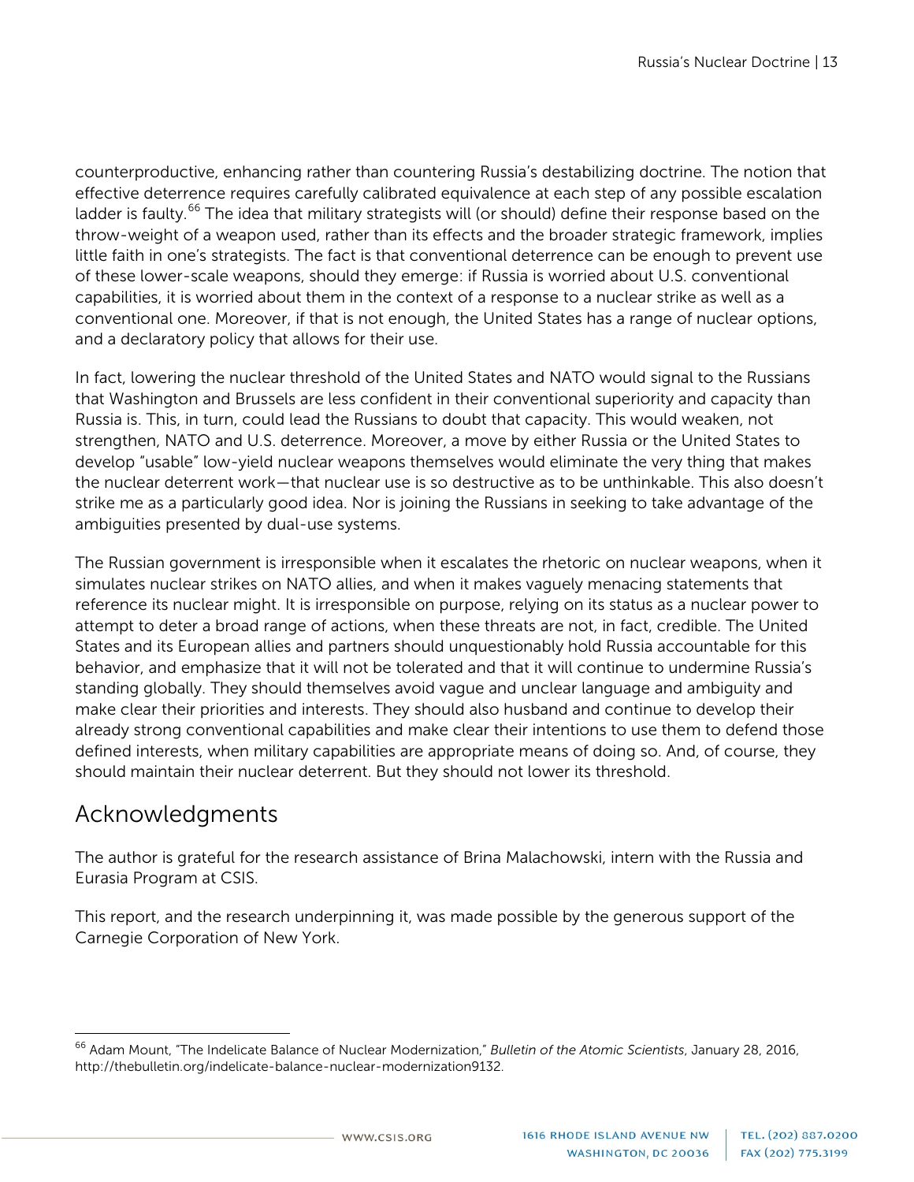counterproductive, enhancing rather than countering Russia's destabilizing doctrine. The notion that effective deterrence requires carefully calibrated equivalence at each step of any possible escalation ladder is faulty.[66] The idea that military strategists will (or should) define their response based on the throw-weight of a weapon used, rather than its effects and the broader strategic framework, implies little faith in one's strategists. The fact is that conventional deterrence can be enough to prevent use of these lower-scale weapons, should they emerge: if Russia is worried about U.S. conventional capabilities, it is worried about them in the context of a response to a nuclear strike as well as a conventional one. Moreover, if that is not enough, the United States has a range of nuclear options, and a declaratory policy that allows for their use.

In fact, lowering the nuclear threshold of the United States and NATO would signal to the Russians that Washington and Brussels are less confident in their conventional superiority and capacity than Russia is. This, in turn, could lead the Russians to doubt that capacity. This would weaken, not strengthen, NATO and U.S. deterrence. Moreover, a move by either Russia or the United States to develop "usable" low-yield nuclear weapons themselves would eliminate the very thing that makes the nuclear deterrent work—that nuclear use is so destructive as to be unthinkable. This also doesn't strike me as a particularly good idea. Nor is joining the Russians in seeking to take advantage of the ambiguities presented by dual-use systems.

The Russian government is irresponsible when it escalates the rhetoric on nuclear weapons, when it simulates nuclear strikes on NATO allies, and when it makes vaguely menacing statements that reference its nuclear might. It is irresponsible on purpose, relying on its status as a nuclear power to attempt to deter a broad range of actions, when these threats are not, in fact, credible. The United States and its European allies and partners should unquestionably hold Russia accountable for this behavior, and emphasize that it will not be tolerated and that it will continue to undermine Russia's standing globally. They should themselves avoid vague and unclear language and ambiguity and make clear their priorities and interests. They should also husband and continue to develop their already strong conventional capabilities and make clear their intentions to use them to defend those defined interests, when military capabilities are appropriate means of doing so. And, of course, they should maintain their nuclear deterrent. But they should not lower its threshold.

## Acknowledgments

The author is grateful for the research assistance of Brina Malachowski, intern with the Russia and Eurasia Program at CSIS.

This report, and the research underpinning it, was made possible by the generous support of the Carnegie Corporation of New York.

---

[66] Adam Mount, "The Indelicate Balance of Nuclear Modernization," *Bulletin of the Atomic Scientists*, January 28, 2016, http://thebulletin.org/indelicate-balance-nuclear-modernization9132.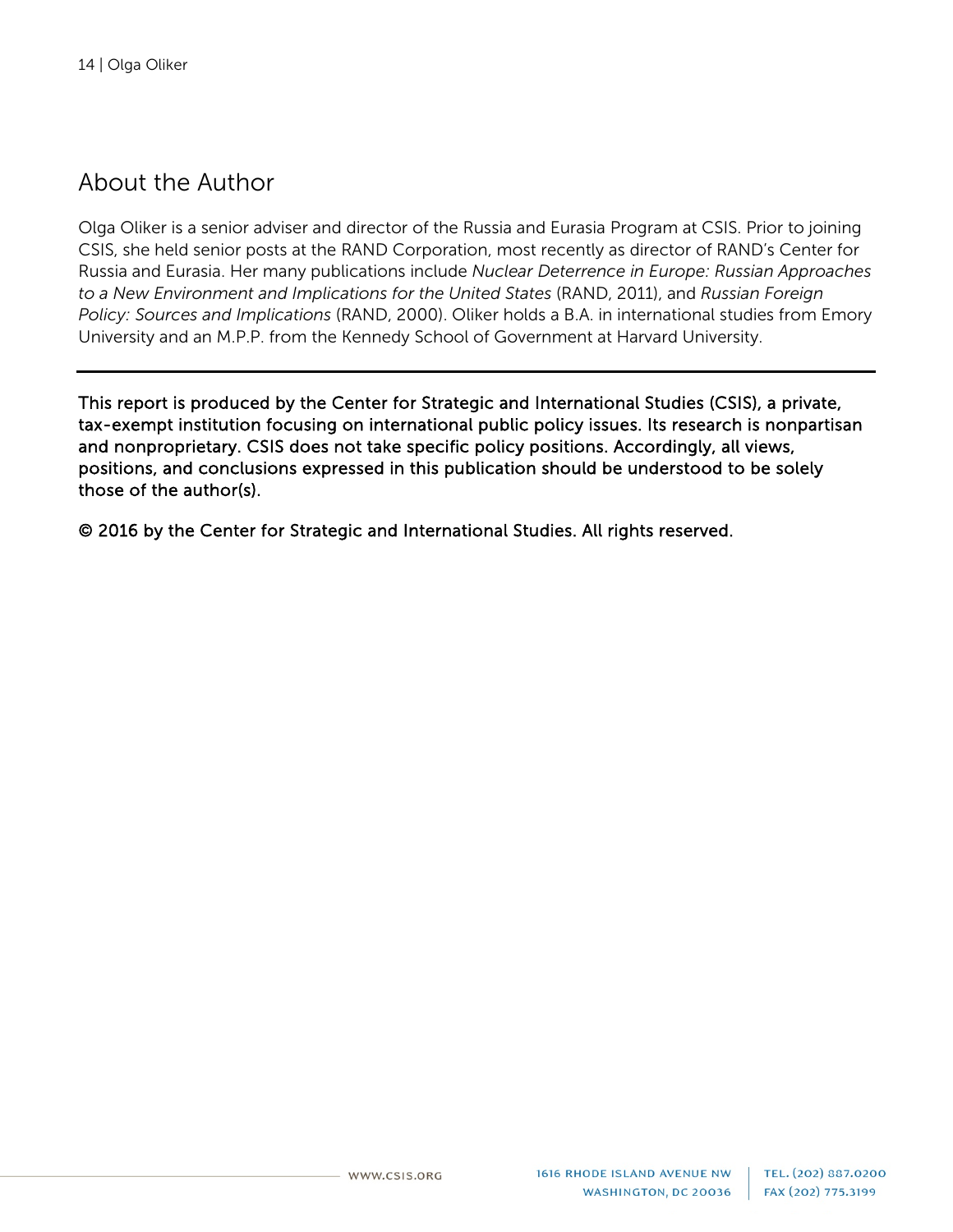## About the Author

Olga Oliker is a senior adviser and director of the Russia and Eurasia Program at CSIS. Prior to joining CSIS, she held senior posts at the RAND Corporation, most recently as director of RAND's Center for Russia and Eurasia. Her many publications include *Nuclear Deterrence in Europe: Russian Approaches to a New Environment and Implications for the United States* (RAND, 2011), and *Russian Foreign Policy: Sources and Implications* (RAND, 2000). Oliker holds a B.A. in international studies from Emory University and an M.P.P. from the Kennedy School of Government at Harvard University.

---

This report is produced by the Center for Strategic and International Studies (CSIS), a private, tax-exempt institution focusing on international public policy issues. Its research is nonpartisan and nonproprietary. CSIS does not take specific policy positions. Accordingly, all views, positions, and conclusions expressed in this publication should be understood to be solely those of the author(s).

© 2016 by the Center for Strategic and International Studies. All rights reserved.

WWW.CSIS.ORG

1616 RHODE ISLAND AVENUE NW
WASHINGTON, DC 20036

TEL. (202) 887.0200
FAX (202) 775.3199